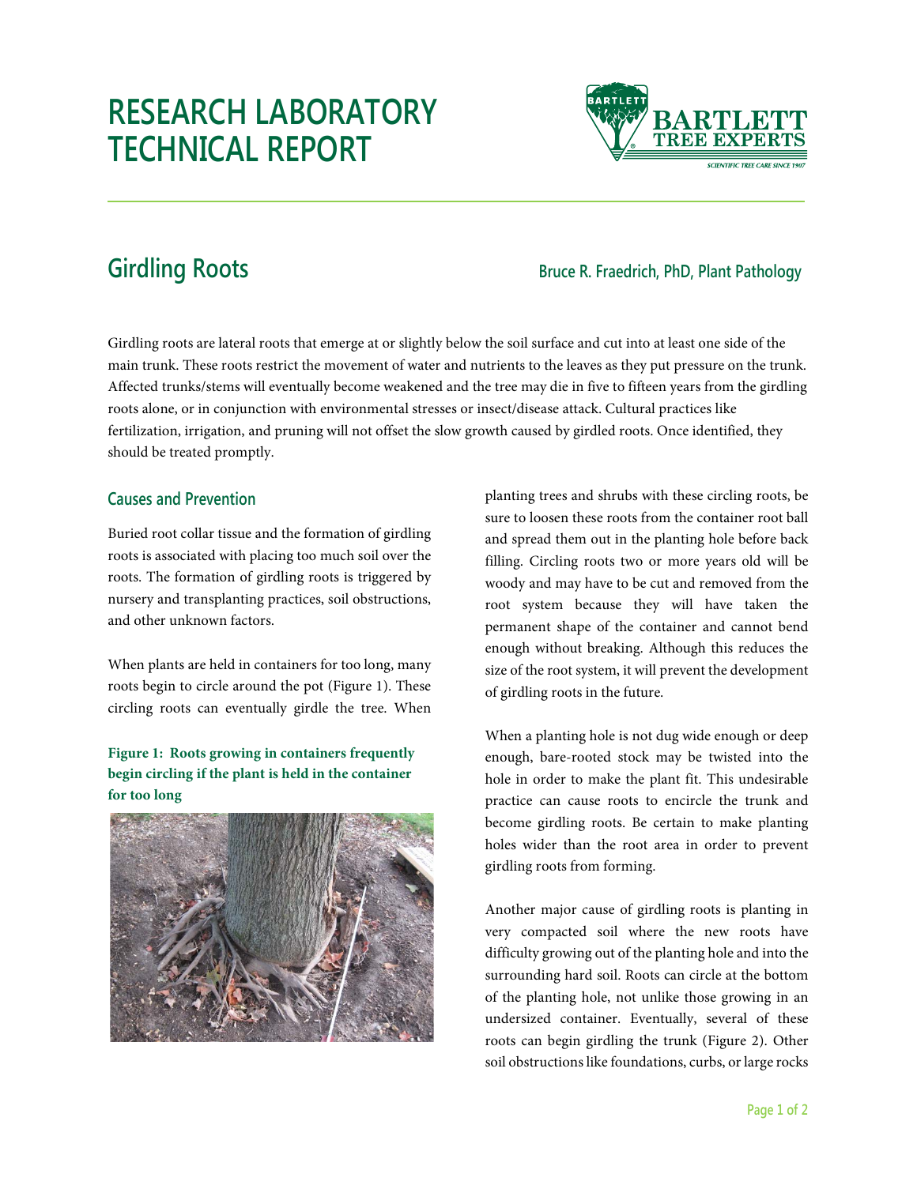# RESEARCH LABORATORY TECHNICAL REPORT

## Girdling Roots

**Bruce R. Fraedrich, PhD, Plant Pathology**

Girdling roots are lateral roots that emerge at or slightly below the soil surface and cut into at least one side of the main trunk. These roots restrict the movement of water and nutrients to the leaves as they put pressure on the trunk. Affected trunks/stems will eventually become weakened and the tree may die in five to fifteen years from the girdling roots alone, or in conjunction with environmental stresses or insect/disease attack. Cultural practices like fertilization, irrigation, and pruning will not offset the slow growth caused by girdled roots. Once identified, they should be treated promptly.

### Causes and Prevention

Buried root collar tissue and the formation of girdling roots is associated with placing too much soil over the roots. The formation of girdling roots is triggered by nursery and transplanting practices, soil obstructions, and other unknown factors.

When plants are held in containers for too long, many roots begin to circle around the pot (Figure 1). These circling roots can eventually girdle the tree. When planting trees and shrubs with these circling roots, be sure to loosen these roots from the container root ball and spread them out in the planting hole before back filling. Circling roots two or more years old will be woody and may have to be cut and removed from the root system because they will have taken the permanent shape of the container and cannot bend enough without breaking. Although this reduces the size of the root system, it will prevent the development of girdling roots in the future.

**Figure 1: Roots growing in containers frequently begin circling if the plant is held in the container for too long**

When a planting hole is not dug wide enough or deep enough, bare-rooted stock may be twisted into the hole in order to make the plant fit. This undesirable practice can cause roots to encircle the trunk and become girdling roots. Be certain to make planting holes wider than the root area in order to prevent girdling roots from forming.

Another major cause of girdling roots is planting in very compacted soil where the new roots have difficulty growing out of the planting hole and into the surrounding hard soil. Roots can circle at the bottom of the planting hole, not unlike those growing in an undersized container. Eventually, several of these roots can begin girdling the trunk (Figure 2). Other soil obstructions like foundations, curbs, or large rocks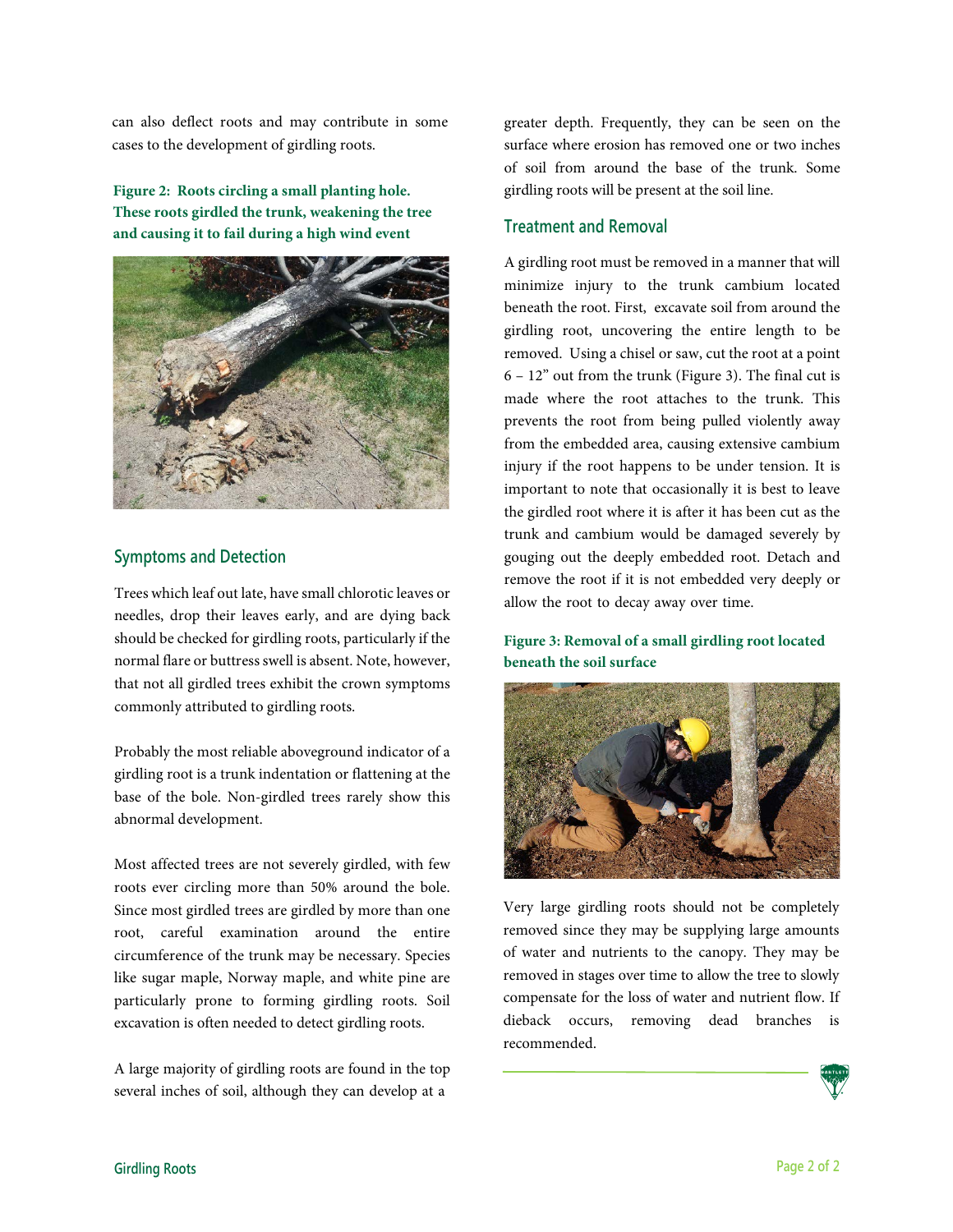can also deflect roots and may contribute in some cases to the development of girdling roots.

**Figure 2: Roots circling a small planting hole. These roots girdled the trunk, weakening the tree and causing it to fail during a high wind event**

## Symptoms and Detection

Trees which leaf out late, have small chlorotic leaves or needles, drop their leaves early, and are dying back should be checked for girdling roots, particularly if the normal flare or buttress swell is absent. Note, however, that not all girdled trees exhibit the crown symptoms commonly attributed to girdling roots.

Probably the most reliable aboveground indicator of a girdling root is a trunk indentation or flattening at the base of the bole. Non-girdled trees rarely show this abnormal development.

Most affected trees are not severely girdled, with few roots ever circling more than 50% around the bole. Since most girdled trees are girdled by more than one root, careful examination around the entire circumference of the trunk may be necessary. Species like sugar maple, Norway maple, and white pine are particularly prone to forming girdling roots. Soil excavation is often needed to detect girdling roots.

A large majority of girdling roots are found in the top several inches of soil, although they can develop at a greater depth. Frequently, they can be seen on the surface where erosion has removed one or two inches of soil from around the base of the trunk. Some girdling roots will be present at the soil line.

## Treatment and Removal

A girdling root must be removed in a manner that will minimize injury to the trunk cambium located beneath the root. First, excavate soil from around the girdling root, uncovering the entire length to be removed. Using a chisel or saw, cut the root at a point 6 – 12" out from the trunk (Figure 3). The final cut is made where the root attaches to the trunk. This prevents the root from being pulled violently away from the embedded area, causing extensive cambium injury if the root happens to be under tension. It is important to note that occasionally it is best to leave the girdled root where it is after it has been cut as the trunk and cambium would be damaged severely by gouging out the deeply embedded root. Detach and remove the root if it is not embedded very deeply or allow the root to decay away over time.

**Figure 3: Removal of a small girdling root located beneath the soil surface**

Very large girdling roots should not be completely removed since they may be supplying large amounts of water and nutrients to the canopy. They may be removed in stages over time to allow the tree to slowly compensate for the loss of water and nutrient flow. If dieback occurs, removing dead branches is recommended.